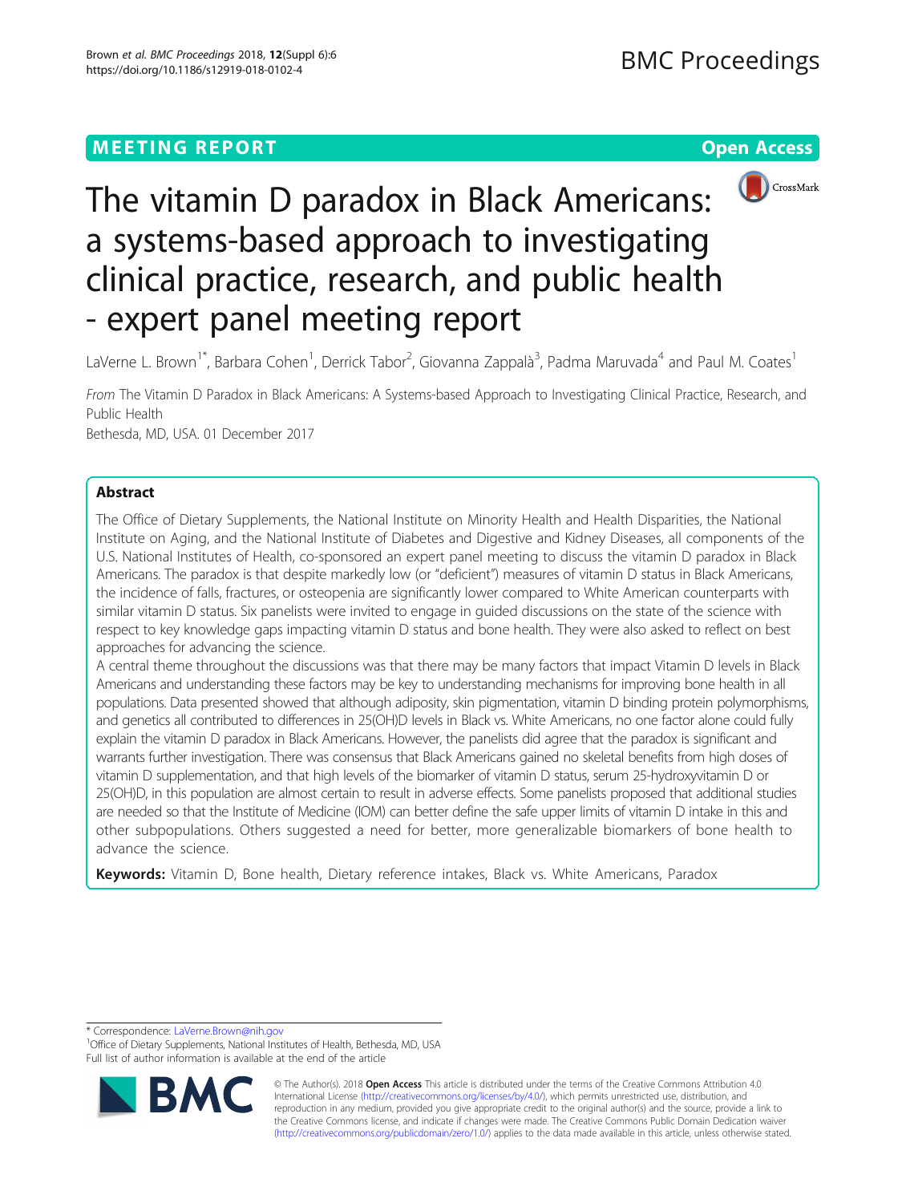MEETING REPORT

Open Access

# The vitamin D paradox in Black Americans: a systems-based approach to investigating clinical practice, research, and public health - expert panel meeting report

LaVerne L. Brown[1*], Barbara Cohen[1], Derrick Tabor[2], Giovanna Zappalà[3], Padma Maruvada[4] and Paul M. Coates[1]

*From* The Vitamin D Paradox in Black Americans: A Systems-based Approach to Investigating Clinical Practice, Research, and Public Health
Bethesda, MD, USA. 01 December 2017

## Abstract

The Office of Dietary Supplements, the National Institute on Minority Health and Health Disparities, the National Institute on Aging, and the National Institute of Diabetes and Digestive and Kidney Diseases, all components of the U.S. National Institutes of Health, co-sponsored an expert panel meeting to discuss the vitamin D paradox in Black Americans. The paradox is that despite markedly low (or "deficient") measures of vitamin D status in Black Americans, the incidence of falls, fractures, or osteopenia are significantly lower compared to White American counterparts with similar vitamin D status. Six panelists were invited to engage in guided discussions on the state of the science with respect to key knowledge gaps impacting vitamin D status and bone health. They were also asked to reflect on best approaches for advancing the science.

A central theme throughout the discussions was that there may be many factors that impact Vitamin D levels in Black Americans and understanding these factors may be key to understanding mechanisms for improving bone health in all populations. Data presented showed that although adiposity, skin pigmentation, vitamin D binding protein polymorphisms, and genetics all contributed to differences in 25(OH)D levels in Black vs. White Americans, no one factor alone could fully explain the vitamin D paradox in Black Americans. However, the panelists did agree that the paradox is significant and warrants further investigation. There was consensus that Black Americans gained no skeletal benefits from high doses of vitamin D supplementation, and that high levels of the biomarker of vitamin D status, serum 25-hydroxyvitamin D or 25(OH)D, in this population are almost certain to result in adverse effects. Some panelists proposed that additional studies are needed so that the Institute of Medicine (IOM) can better define the safe upper limits of vitamin D intake in this and other subpopulations. Others suggested a need for better, more generalizable biomarkers of bone health to advance the science.

**Keywords:** Vitamin D, Bone health, Dietary reference intakes, Black vs. White Americans, Paradox

\* Correspondence: LaVerne.Brown@nih.gov
[1]Office of Dietary Supplements, National Institutes of Health, Bethesda, MD, USA
Full list of author information is available at the end of the article

© The Author(s). 2018 **Open Access** This article is distributed under the terms of the Creative Commons Attribution 4.0 International License (http://creativecommons.org/licenses/by/4.0/), which permits unrestricted use, distribution, and reproduction in any medium, provided you give appropriate credit to the original author(s) and the source, provide a link to the Creative Commons license, and indicate if changes were made. The Creative Commons Public Domain Dedication waiver (http://creativecommons.org/publicdomain/zero/1.0/) applies to the data made available in this article, unless otherwise stated.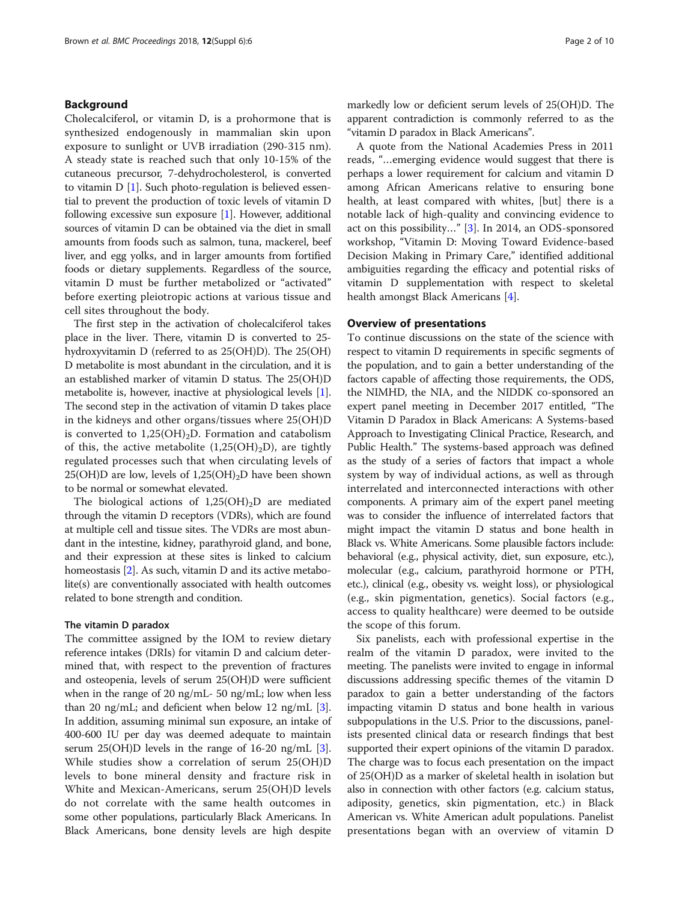## Background

Cholecalciferol, or vitamin D, is a prohormone that is synthesized endogenously in mammalian skin upon exposure to sunlight or UVB irradiation (290-315 nm). A steady state is reached such that only 10-15% of the cutaneous precursor, 7-dehydrocholesterol, is converted to vitamin D [1]. Such photo-regulation is believed essential to prevent the production of toxic levels of vitamin D following excessive sun exposure [1]. However, additional sources of vitamin D can be obtained via the diet in small amounts from foods such as salmon, tuna, mackerel, beef liver, and egg yolks, and in larger amounts from fortified foods or dietary supplements. Regardless of the source, vitamin D must be further metabolized or "activated" before exerting pleiotropic actions at various tissue and cell sites throughout the body.

The first step in the activation of cholecalciferol takes place in the liver. There, vitamin D is converted to 25-hydroxyvitamin D (referred to as 25(OH)D). The 25(OH)D metabolite is most abundant in the circulation, and it is an established marker of vitamin D status. The 25(OH)D metabolite is, however, inactive at physiological levels [1]. The second step in the activation of vitamin D takes place in the kidneys and other organs/tissues where 25(OH)D is converted to $1,25(OH)_2D$. Formation and catabolism of this, the active metabolite ($1,25(OH)_2D$), are tightly regulated processes such that when circulating levels of 25(OH)D are low, levels of $1,25(OH)_2D$ have been shown to be normal or somewhat elevated.

The biological actions of $1,25(OH)_2D$ are mediated through the vitamin D receptors (VDRs), which are found at multiple cell and tissue sites. The VDRs are most abundant in the intestine, kidney, parathyroid gland, and bone, and their expression at these sites is linked to calcium homeostasis [2]. As such, vitamin D and its active metabolite(s) are conventionally associated with health outcomes related to bone strength and condition.

### The vitamin D paradox

The committee assigned by the IOM to review dietary reference intakes (DRIs) for vitamin D and calcium determined that, with respect to the prevention of fractures and osteopenia, levels of serum 25(OH)D were sufficient when in the range of 20 ng/mL- 50 ng/mL; low when less than 20 ng/mL; and deficient when below 12 ng/mL [3]. In addition, assuming minimal sun exposure, an intake of 400-600 IU per day was deemed adequate to maintain serum 25(OH)D levels in the range of 16-20 ng/mL [3]. While studies show a correlation of serum 25(OH)D levels to bone mineral density and fracture risk in White and Mexican-Americans, serum 25(OH)D levels do not correlate with the same health outcomes in some other populations, particularly Black Americans. In Black Americans, bone density levels are high despite markedly low or deficient serum levels of 25(OH)D. The apparent contradiction is commonly referred to as the "vitamin D paradox in Black Americans".

A quote from the National Academies Press in 2011 reads, "…emerging evidence would suggest that there is perhaps a lower requirement for calcium and vitamin D among African Americans relative to ensuring bone health, at least compared with whites, [but] there is a notable lack of high-quality and convincing evidence to act on this possibility…" [3]. In 2014, an ODS-sponsored workshop, "Vitamin D: Moving Toward Evidence-based Decision Making in Primary Care," identified additional ambiguities regarding the efficacy and potential risks of vitamin D supplementation with respect to skeletal health amongst Black Americans [4].

## Overview of presentations

To continue discussions on the state of the science with respect to vitamin D requirements in specific segments of the population, and to gain a better understanding of the factors capable of affecting those requirements, the ODS, the NIMHD, the NIA, and the NIDDK co-sponsored an expert panel meeting in December 2017 entitled, "The Vitamin D Paradox in Black Americans: A Systems-based Approach to Investigating Clinical Practice, Research, and Public Health." The systems-based approach was defined as the study of a series of factors that impact a whole system by way of individual actions, as well as through interrelated and interconnected interactions with other components. A primary aim of the expert panel meeting was to consider the influence of interrelated factors that might impact the vitamin D status and bone health in Black vs. White Americans. Some plausible factors include: behavioral (e.g., physical activity, diet, sun exposure, etc.), molecular (e.g., calcium, parathyroid hormone or PTH, etc.), clinical (e.g., obesity vs. weight loss), or physiological (e.g., skin pigmentation, genetics). Social factors (e.g., access to quality healthcare) were deemed to be outside the scope of this forum.

Six panelists, each with professional expertise in the realm of the vitamin D paradox, were invited to the meeting. The panelists were invited to engage in informal discussions addressing specific themes of the vitamin D paradox to gain a better understanding of the factors impacting vitamin D status and bone health in various subpopulations in the U.S. Prior to the discussions, panelists presented clinical data or research findings that best supported their expert opinions of the vitamin D paradox. The charge was to focus each presentation on the impact of 25(OH)D as a marker of skeletal health in isolation but also in connection with other factors (e.g. calcium status, adiposity, genetics, skin pigmentation, etc.) in Black American vs. White American adult populations. Panelist presentations began with an overview of vitamin D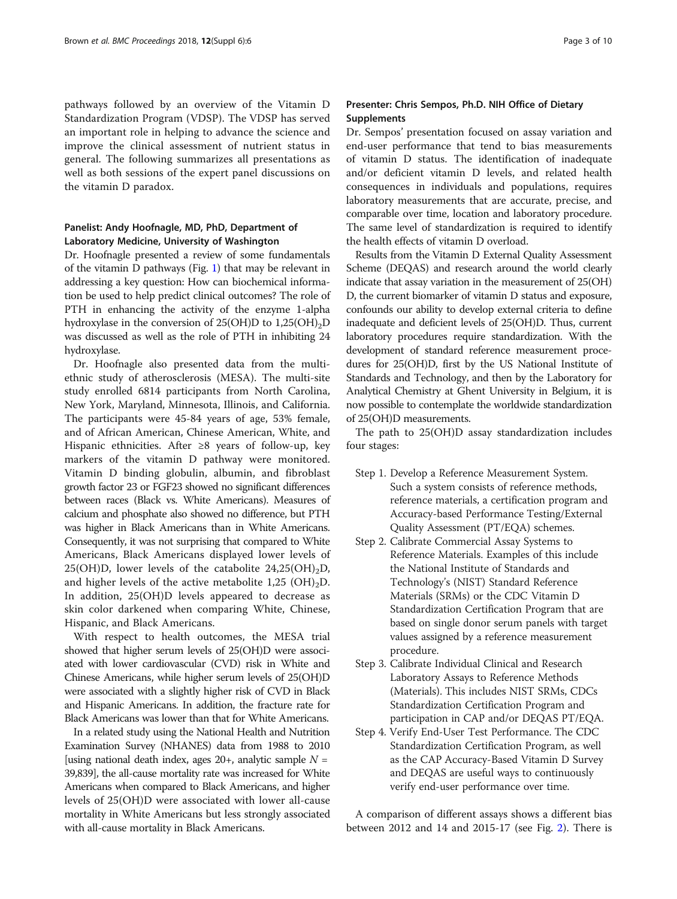pathways followed by an overview of the Vitamin D Standardization Program (VDSP). The VDSP has served an important role in helping to advance the science and improve the clinical assessment of nutrient status in general. The following summarizes all presentations as well as both sessions of the expert panel discussions on the vitamin D paradox.

### Panelist: Andy Hoofnagle, MD, PhD, Department of Laboratory Medicine, University of Washington

Dr. Hoofnagle presented a review of some fundamentals of the vitamin D pathways (Fig. 1) that may be relevant in addressing a key question: How can biochemical information be used to help predict clinical outcomes? The role of PTH in enhancing the activity of the enzyme 1-alpha hydroxylase in the conversion of 25(OH)D to $1,25(OH)_2D$ was discussed as well as the role of PTH in inhibiting 24 hydroxylase.

Dr. Hoofnagle also presented data from the multi-ethnic study of atherosclerosis (MESA). The multi-site study enrolled 6814 participants from North Carolina, New York, Maryland, Minnesota, Illinois, and California. The participants were 45-84 years of age, 53% female, and of African American, Chinese American, White, and Hispanic ethnicities. After ≥8 years of follow-up, key markers of the vitamin D pathway were monitored. Vitamin D binding globulin, albumin, and fibroblast growth factor 23 or FGF23 showed no significant differences between races (Black vs. White Americans). Measures of calcium and phosphate also showed no difference, but PTH was higher in Black Americans than in White Americans. Consequently, it was not surprising that compared to White Americans, Black Americans displayed lower levels of 25(OH)D, lower levels of the catabolite $24,25(OH)_2D$, and higher levels of the active metabolite $1,25\ (OH)_2D$. In addition, 25(OH)D levels appeared to decrease as skin color darkened when comparing White, Chinese, Hispanic, and Black Americans.

With respect to health outcomes, the MESA trial showed that higher serum levels of 25(OH)D were associated with lower cardiovascular (CVD) risk in White and Chinese Americans, while higher serum levels of 25(OH)D were associated with a slightly higher risk of CVD in Black and Hispanic Americans. In addition, the fracture rate for Black Americans was lower than that for White Americans.

In a related study using the National Health and Nutrition Examination Survey (NHANES) data from 1988 to 2010 [using national death index, ages 20+, analytic sample $N$ = 39,839], the all-cause mortality rate was increased for White Americans when compared to Black Americans, and higher levels of 25(OH)D were associated with lower all-cause mortality in White Americans but less strongly associated with all-cause mortality in Black Americans.

### Presenter: Chris Sempos, Ph.D. NIH Office of Dietary Supplements

Dr. Sempos' presentation focused on assay variation and end-user performance that tend to bias measurements of vitamin D status. The identification of inadequate and/or deficient vitamin D levels, and related health consequences in individuals and populations, requires laboratory measurements that are accurate, precise, and comparable over time, location and laboratory procedure. The same level of standardization is required to identify the health effects of vitamin D overload.

Results from the Vitamin D External Quality Assessment Scheme (DEQAS) and research around the world clearly indicate that assay variation in the measurement of 25(OH)D, the current biomarker of vitamin D status and exposure, confounds our ability to develop external criteria to define inadequate and deficient levels of 25(OH)D. Thus, current laboratory procedures require standardization. With the development of standard reference measurement procedures for 25(OH)D, first by the US National Institute of Standards and Technology, and then by the Laboratory for Analytical Chemistry at Ghent University in Belgium, it is now possible to contemplate the worldwide standardization of 25(OH)D measurements.

The path to 25(OH)D assay standardization includes four stages:

- Step 1. Develop a Reference Measurement System. Such a system consists of reference methods, reference materials, a certification program and Accuracy-based Performance Testing/External Quality Assessment (PT/EQA) schemes.
- Step 2. Calibrate Commercial Assay Systems to Reference Materials. Examples of this include the National Institute of Standards and Technology's (NIST) Standard Reference Materials (SRMs) or the CDC Vitamin D Standardization Certification Program that are based on single donor serum panels with target values assigned by a reference measurement procedure.
- Step 3. Calibrate Individual Clinical and Research Laboratory Assays to Reference Methods (Materials). This includes NIST SRMs, CDCs Standardization Certification Program and participation in CAP and/or DEQAS PT/EQA.
- Step 4. Verify End-User Test Performance. The CDC Standardization Certification Program, as well as the CAP Accuracy-Based Vitamin D Survey and DEQAS are useful ways to continuously verify end-user performance over time.

A comparison of different assays shows a different bias between 2012 and 14 and 2015-17 (see Fig. 2). There is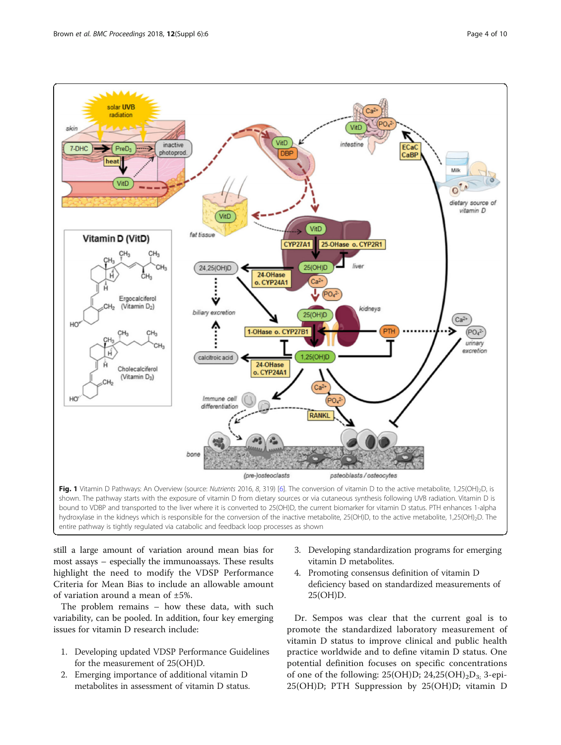**Fig. 1** Vitamin D Pathways: An Overview (source: *Nutrients* 2016, *8*, 319) [6]. The conversion of vitamin D to the active metabolite, 1,25(OH)$_2$D, is shown. The pathway starts with the exposure of vitamin D from dietary sources or via cutaneous synthesis following UVB radiation. Vitamin D is bound to VDBP and transported to the liver where it is converted to 25(OH)D, the current biomarker for vitamin D status. PTH enhances 1-alpha hydroxylase in the kidneys which is responsible for the conversion of the inactive metabolite, 25(OH)D, to the active metabolite, 1,25(OH)$_2$D. The entire pathway is tightly regulated via catabolic and feedback loop processes as shown

still a large amount of variation around mean bias for most assays – especially the immunoassays. These results highlight the need to modify the VDSP Performance Criteria for Mean Bias to include an allowable amount of variation around a mean of ±5%.

The problem remains – how these data, with such variability, can be pooled. In addition, four key emerging issues for vitamin D research include:

1. Developing updated VDSP Performance Guidelines for the measurement of 25(OH)D.
2. Emerging importance of additional vitamin D metabolites in assessment of vitamin D status.
3. Developing standardization programs for emerging vitamin D metabolites.
4. Promoting consensus definition of vitamin D deficiency based on standardized measurements of 25(OH)D.

Dr. Sempos was clear that the current goal is to promote the standardized laboratory measurement of vitamin D status to improve clinical and public health practice worldwide and to define vitamin D status. One potential definition focuses on specific concentrations of one of the following: 25(OH)D; 24,25(OH)$_2$D$_3$; 3-epi-25(OH)D; PTH Suppression by 25(OH)D; vitamin D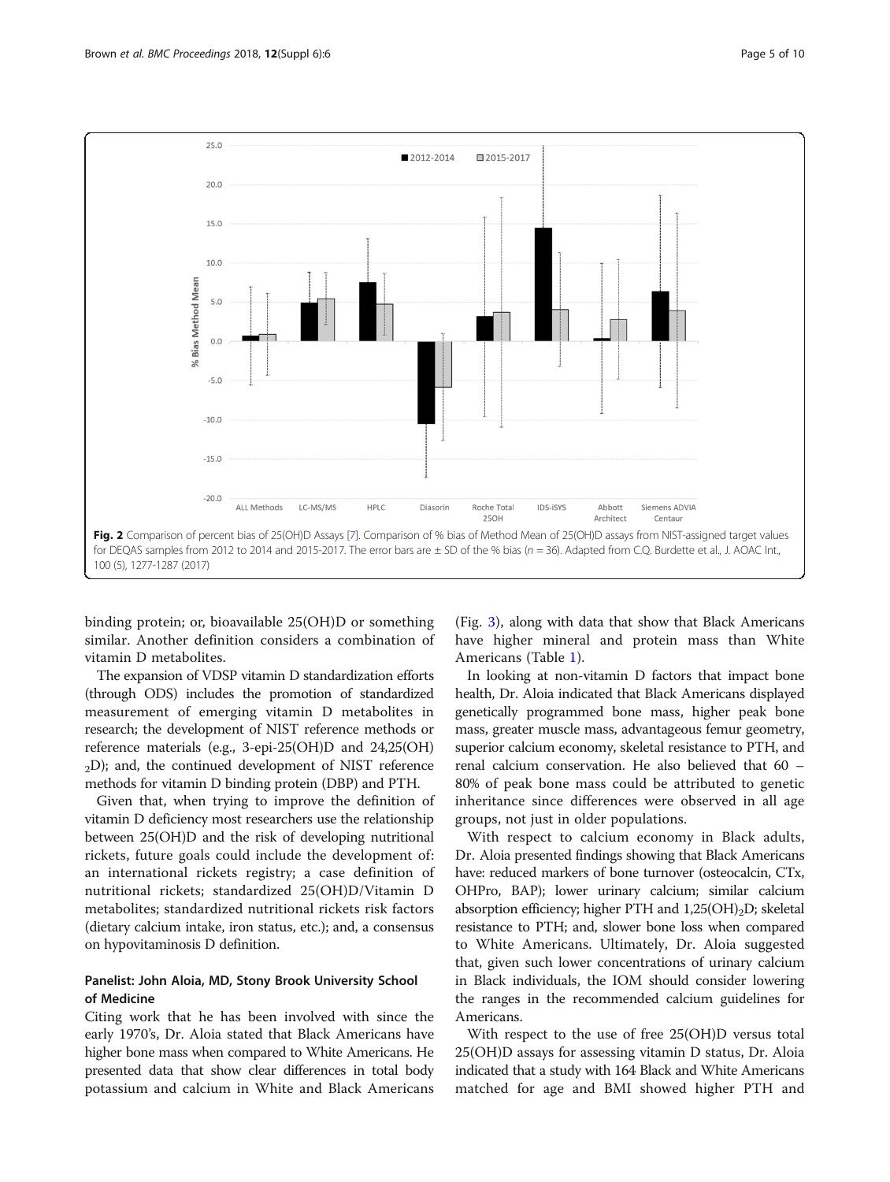Fig. 2 Comparison of percent bias of 25(OH)D Assays [7]. Comparison of % bias of Method Mean of 25(OH)D assays from NIST-assigned target values for DEQAS samples from 2012 to 2014 and 2015-2017. The error bars are ± SD of the % bias ($n$ = 36). Adapted from C.Q. Burdette et al., J. AOAC Int., 100 (5), 1277-1287 (2017)

binding protein; or, bioavailable 25(OH)D or something similar. Another definition considers a combination of vitamin D metabolites.

The expansion of VDSP vitamin D standardization efforts (through ODS) includes the promotion of standardized measurement of emerging vitamin D metabolites in research; the development of NIST reference methods or reference materials (e.g., 3-epi-25(OH)D and 24,25(OH)$_2$D); and, the continued development of NIST reference methods for vitamin D binding protein (DBP) and PTH.

Given that, when trying to improve the definition of vitamin D deficiency most researchers use the relationship between 25(OH)D and the risk of developing nutritional rickets, future goals could include the development of: an international rickets registry; a case definition of nutritional rickets; standardized 25(OH)D/Vitamin D metabolites; standardized nutritional rickets risk factors (dietary calcium intake, iron status, etc.); and, a consensus on hypovitaminosis D definition.

## Panelist: John Aloia, MD, Stony Brook University School of Medicine

Citing work that he has been involved with since the early 1970's, Dr. Aloia stated that Black Americans have higher bone mass when compared to White Americans. He presented data that show clear differences in total body potassium and calcium in White and Black Americans (Fig. 3), along with data that show that Black Americans have higher mineral and protein mass than White Americans (Table 1).

In looking at non-vitamin D factors that impact bone health, Dr. Aloia indicated that Black Americans displayed genetically programmed bone mass, higher peak bone mass, greater muscle mass, advantageous femur geometry, superior calcium economy, skeletal resistance to PTH, and renal calcium conservation. He also believed that 60 – 80% of peak bone mass could be attributed to genetic inheritance since differences were observed in all age groups, not just in older populations.

With respect to calcium economy in Black adults, Dr. Aloia presented findings showing that Black Americans have: reduced markers of bone turnover (osteocalcin, CTx, OHPro, BAP); lower urinary calcium; similar calcium absorption efficiency; higher PTH and 1,25(OH)$_2$D; skeletal resistance to PTH; and, slower bone loss when compared to White Americans. Ultimately, Dr. Aloia suggested that, given such lower concentrations of urinary calcium in Black individuals, the IOM should consider lowering the ranges in the recommended calcium guidelines for Americans.

With respect to the use of free 25(OH)D versus total 25(OH)D assays for assessing vitamin D status, Dr. Aloia indicated that a study with 164 Black and White Americans matched for age and BMI showed higher PTH and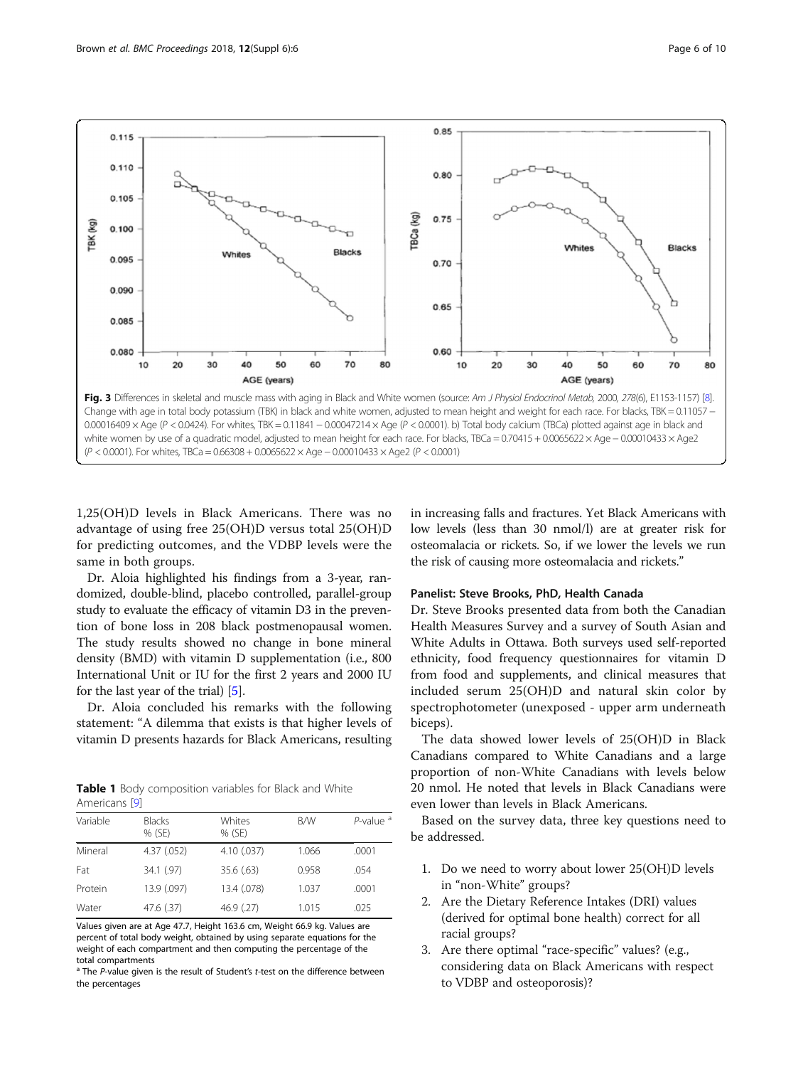**Fig. 3** Differences in skeletal and muscle mass with aging in Black and White women (source: *Am J Physiol Endocrinol Metab*, 2000, *278*(6), E1153-1157) [8]. Change with age in total body potassium (TBK) in black and white women, adjusted to mean height and weight for each race. For blacks, TBK = 0.11057 − 0.00016409 × Age ($P < 0.0424$). For whites, TBK = 0.11841 − 0.00047214 × Age ($P < 0.0001$). b) Total body calcium (TBCa) plotted against age in black and white women by use of a quadratic model, adjusted to mean height for each race. For blacks, TBCa = 0.70415 + 0.0065622 × Age − 0.00010433 × Age2 ($P < 0.0001$). For whites, TBCa = 0.66308 + 0.0065622 × Age − 0.00010433 × Age2 ($P < 0.0001$)

1,25(OH)D levels in Black Americans. There was no advantage of using free 25(OH)D versus total 25(OH)D for predicting outcomes, and the VDBP levels were the same in both groups.

Dr. Aloia highlighted his findings from a 3-year, randomized, double-blind, placebo controlled, parallel-group study to evaluate the efficacy of vitamin D3 in the prevention of bone loss in 208 black postmenopausal women. The study results showed no change in bone mineral density (BMD) with vitamin D supplementation (i.e., 800 International Unit or IU for the first 2 years and 2000 IU for the last year of the trial) [5].

Dr. Aloia concluded his remarks with the following statement: "A dilemma that exists is that higher levels of vitamin D presents hazards for Black Americans, resulting in increasing falls and fractures. Yet Black Americans with low levels (less than 30 nmol/l) are at greater risk for osteomalacia or rickets. So, if we lower the levels we run the risk of causing more osteomalacia and rickets."

**Table 1** Body composition variables for Black and White Americans [9]

| Variable | Blacks % (SE) | Whites % (SE) | B/W | *P*-value [a] |
|---|---|---|---|---|
| Mineral | 4.37 (.052) | 4.10 (.037) | 1.066 | .0001 |
| Fat | 34.1 (.97) | 35.6 (.63) | 0.958 | .054 |
| Protein | 13.9 (.097) | 13.4 (.078) | 1.037 | .0001 |
| Water | 47.6 (.37) | 46.9 (.27) | 1.015 | .025 |

Values given are at Age 47.7, Height 163.6 cm, Weight 66.9 kg. Values are percent of total body weight, obtained by using separate equations for the weight of each compartment and then computing the percentage of the total compartments

[a] The *P*-value given is the result of Student's *t*-test on the difference between the percentages

#### Panelist: Steve Brooks, PhD, Health Canada

Dr. Steve Brooks presented data from both the Canadian Health Measures Survey and a survey of South Asian and White Adults in Ottawa. Both surveys used self-reported ethnicity, food frequency questionnaires for vitamin D from food and supplements, and clinical measures that included serum 25(OH)D and natural skin color by spectrophotometer (unexposed - upper arm underneath biceps).

The data showed lower levels of 25(OH)D in Black Canadians compared to White Canadians and a large proportion of non-White Canadians with levels below 20 nmol. He noted that levels in Black Canadians were even lower than levels in Black Americans.

Based on the survey data, three key questions need to be addressed.

1. Do we need to worry about lower 25(OH)D levels in "non-White" groups?
2. Are the Dietary Reference Intakes (DRI) values (derived for optimal bone health) correct for all racial groups?
3. Are there optimal "race-specific" values? (e.g., considering data on Black Americans with respect to VDBP and osteoporosis)?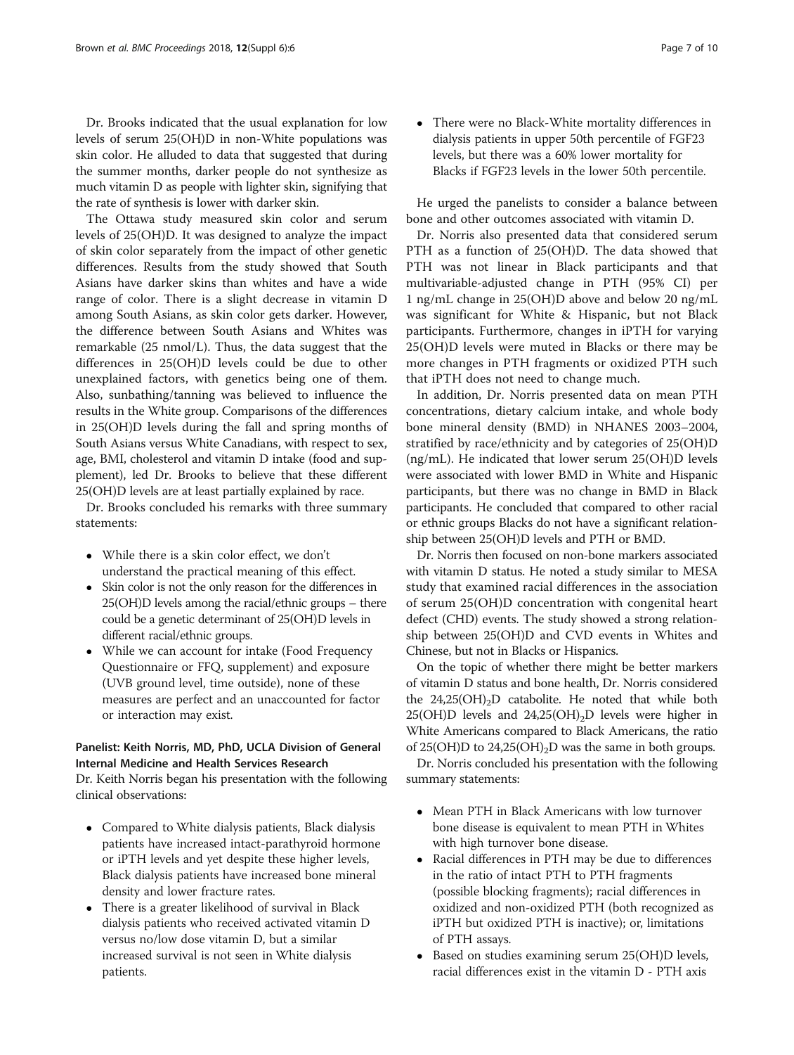Dr. Brooks indicated that the usual explanation for low levels of serum 25(OH)D in non-White populations was skin color. He alluded to data that suggested that during the summer months, darker people do not synthesize as much vitamin D as people with lighter skin, signifying that the rate of synthesis is lower with darker skin.

The Ottawa study measured skin color and serum levels of 25(OH)D. It was designed to analyze the impact of skin color separately from the impact of other genetic differences. Results from the study showed that South Asians have darker skins than whites and have a wide range of color. There is a slight decrease in vitamin D among South Asians, as skin color gets darker. However, the difference between South Asians and Whites was remarkable (25 nmol/L). Thus, the data suggest that the differences in 25(OH)D levels could be due to other unexplained factors, with genetics being one of them. Also, sunbathing/tanning was believed to influence the results in the White group. Comparisons of the differences in 25(OH)D levels during the fall and spring months of South Asians versus White Canadians, with respect to sex, age, BMI, cholesterol and vitamin D intake (food and supplement), led Dr. Brooks to believe that these different 25(OH)D levels are at least partially explained by race.

Dr. Brooks concluded his remarks with three summary statements:

- While there is a skin color effect, we don't understand the practical meaning of this effect.
- Skin color is not the only reason for the differences in 25(OH)D levels among the racial/ethnic groups – there could be a genetic determinant of 25(OH)D levels in different racial/ethnic groups.
- While we can account for intake (Food Frequency Questionnaire or FFQ, supplement) and exposure (UVB ground level, time outside), none of these measures are perfect and an unaccounted for factor or interaction may exist.

### Panelist: Keith Norris, MD, PhD, UCLA Division of General Internal Medicine and Health Services Research

Dr. Keith Norris began his presentation with the following clinical observations:

- Compared to White dialysis patients, Black dialysis patients have increased intact-parathyroid hormone or iPTH levels and yet despite these higher levels, Black dialysis patients have increased bone mineral density and lower fracture rates.
- There is a greater likelihood of survival in Black dialysis patients who received activated vitamin D versus no/low dose vitamin D, but a similar increased survival is not seen in White dialysis patients.
- There were no Black-White mortality differences in dialysis patients in upper 50th percentile of FGF23 levels, but there was a 60% lower mortality for Blacks if FGF23 levels in the lower 50th percentile.

He urged the panelists to consider a balance between bone and other outcomes associated with vitamin D.

Dr. Norris also presented data that considered serum PTH as a function of 25(OH)D. The data showed that PTH was not linear in Black participants and that multivariable-adjusted change in PTH (95% CI) per 1 ng/mL change in 25(OH)D above and below 20 ng/mL was significant for White & Hispanic, but not Black participants. Furthermore, changes in iPTH for varying 25(OH)D levels were muted in Blacks or there may be more changes in PTH fragments or oxidized PTH such that iPTH does not need to change much.

In addition, Dr. Norris presented data on mean PTH concentrations, dietary calcium intake, and whole body bone mineral density (BMD) in NHANES 2003–2004, stratified by race/ethnicity and by categories of 25(OH)D (ng/mL). He indicated that lower serum 25(OH)D levels were associated with lower BMD in White and Hispanic participants, but there was no change in BMD in Black participants. He concluded that compared to other racial or ethnic groups Blacks do not have a significant relationship between 25(OH)D levels and PTH or BMD.

Dr. Norris then focused on non-bone markers associated with vitamin D status. He noted a study similar to MESA study that examined racial differences in the association of serum 25(OH)D concentration with congenital heart defect (CHD) events. The study showed a strong relationship between 25(OH)D and CVD events in Whites and Chinese, but not in Blacks or Hispanics.

On the topic of whether there might be better markers of vitamin D status and bone health, Dr. Norris considered the $24,25(OH)_2D$ catabolite. He noted that while both 25(OH)D levels and $24,25(OH)_2D$ levels were higher in White Americans compared to Black Americans, the ratio of 25(OH)D to $24,25(OH)_2D$ was the same in both groups.

Dr. Norris concluded his presentation with the following summary statements:

- Mean PTH in Black Americans with low turnover bone disease is equivalent to mean PTH in Whites with high turnover bone disease.
- Racial differences in PTH may be due to differences in the ratio of intact PTH to PTH fragments (possible blocking fragments); racial differences in oxidized and non-oxidized PTH (both recognized as iPTH but oxidized PTH is inactive); or, limitations of PTH assays.
- Based on studies examining serum 25(OH)D levels, racial differences exist in the vitamin D - PTH axis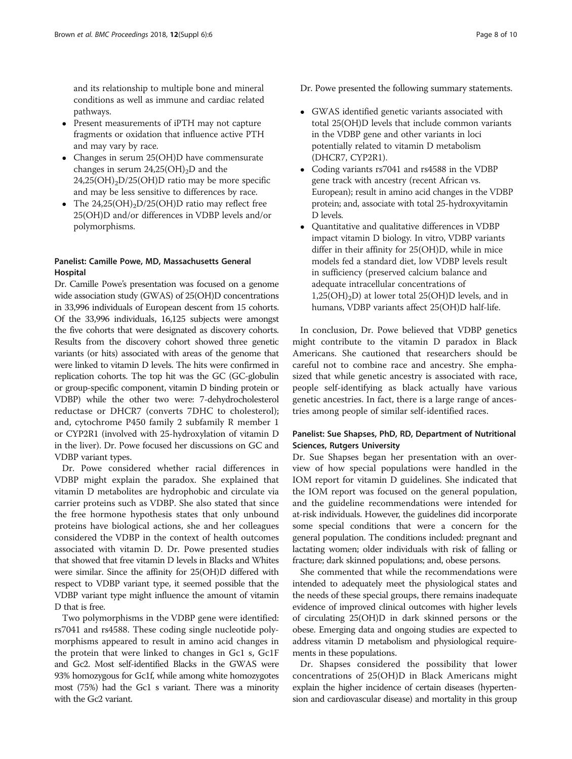and its relationship to multiple bone and mineral conditions as well as immune and cardiac related pathways.

- Present measurements of iPTH may not capture fragments or oxidation that influence active PTH and may vary by race.
- Changes in serum 25(OH)D have commensurate changes in serum $24,25(OH)_2D$ and the $24,25(OH)_2D/25(OH)D$ ratio may be more specific and may be less sensitive to differences by race.
- The $24,25(OH)_2D/25(OH)D$ ratio may reflect free 25(OH)D and/or differences in VDBP levels and/or polymorphisms.

### Panelist: Camille Powe, MD, Massachusetts General Hospital

Dr. Camille Powe's presentation was focused on a genome wide association study (GWAS) of 25(OH)D concentrations in 33,996 individuals of European descent from 15 cohorts. Of the 33,996 individuals, 16,125 subjects were amongst the five cohorts that were designated as discovery cohorts. Results from the discovery cohort showed three genetic variants (or hits) associated with areas of the genome that were linked to vitamin D levels. The hits were confirmed in replication cohorts. The top hit was the GC (GC-globulin or group-specific component, vitamin D binding protein or VDBP) while the other two were: 7-dehydrocholesterol reductase or DHCR7 (converts 7DHC to cholesterol); and, cytochrome P450 family 2 subfamily R member 1 or CYP2R1 (involved with 25-hydroxylation of vitamin D in the liver). Dr. Powe focused her discussions on GC and VDBP variant types.

Dr. Powe considered whether racial differences in VDBP might explain the paradox. She explained that vitamin D metabolites are hydrophobic and circulate via carrier proteins such as VDBP. She also stated that since the free hormone hypothesis states that only unbound proteins have biological actions, she and her colleagues considered the VDBP in the context of health outcomes associated with vitamin D. Dr. Powe presented studies that showed that free vitamin D levels in Blacks and Whites were similar. Since the affinity for 25(OH)D differed with respect to VDBP variant type, it seemed possible that the VDBP variant type might influence the amount of vitamin D that is free.

Two polymorphisms in the VDBP gene were identified: rs7041 and rs4588. These coding single nucleotide polymorphisms appeared to result in amino acid changes in the protein that were linked to changes in Gc1 s, Gc1F and Gc2. Most self-identified Blacks in the GWAS were 93% homozygous for Gc1f, while among white homozygotes most (75%) had the Gc1 s variant. There was a minority with the Gc2 variant.

Dr. Powe presented the following summary statements.

- GWAS identified genetic variants associated with total 25(OH)D levels that include common variants in the VDBP gene and other variants in loci potentially related to vitamin D metabolism (DHCR7, CYP2R1).
- Coding variants rs7041 and rs4588 in the VDBP gene track with ancestry (recent African vs. European); result in amino acid changes in the VDBP protein; and, associate with total 25-hydroxyvitamin D levels.
- Quantitative and qualitative differences in VDBP impact vitamin D biology. In vitro, VDBP variants differ in their affinity for 25(OH)D, while in mice models fed a standard diet, low VDBP levels result in sufficiency (preserved calcium balance and adequate intracellular concentrations of $1,25(OH)_2D$) at lower total 25(OH)D levels, and in humans, VDBP variants affect 25(OH)D half-life.

In conclusion, Dr. Powe believed that VDBP genetics might contribute to the vitamin D paradox in Black Americans. She cautioned that researchers should be careful not to combine race and ancestry. She emphasized that while genetic ancestry is associated with race, people self-identifying as black actually have various genetic ancestries. In fact, there is a large range of ancestries among people of similar self-identified races.

### Panelist: Sue Shapses, PhD, RD, Department of Nutritional Sciences, Rutgers University

Dr. Sue Shapses began her presentation with an overview of how special populations were handled in the IOM report for vitamin D guidelines. She indicated that the IOM report was focused on the general population, and the guideline recommendations were intended for at-risk individuals. However, the guidelines did incorporate some special conditions that were a concern for the general population. The conditions included: pregnant and lactating women; older individuals with risk of falling or fracture; dark skinned populations; and, obese persons.

She commented that while the recommendations were intended to adequately meet the physiological states and the needs of these special groups, there remains inadequate evidence of improved clinical outcomes with higher levels of circulating 25(OH)D in dark skinned persons or the obese. Emerging data and ongoing studies are expected to address vitamin D metabolism and physiological requirements in these populations.

Dr. Shapses considered the possibility that lower concentrations of 25(OH)D in Black Americans might explain the higher incidence of certain diseases (hypertension and cardiovascular disease) and mortality in this group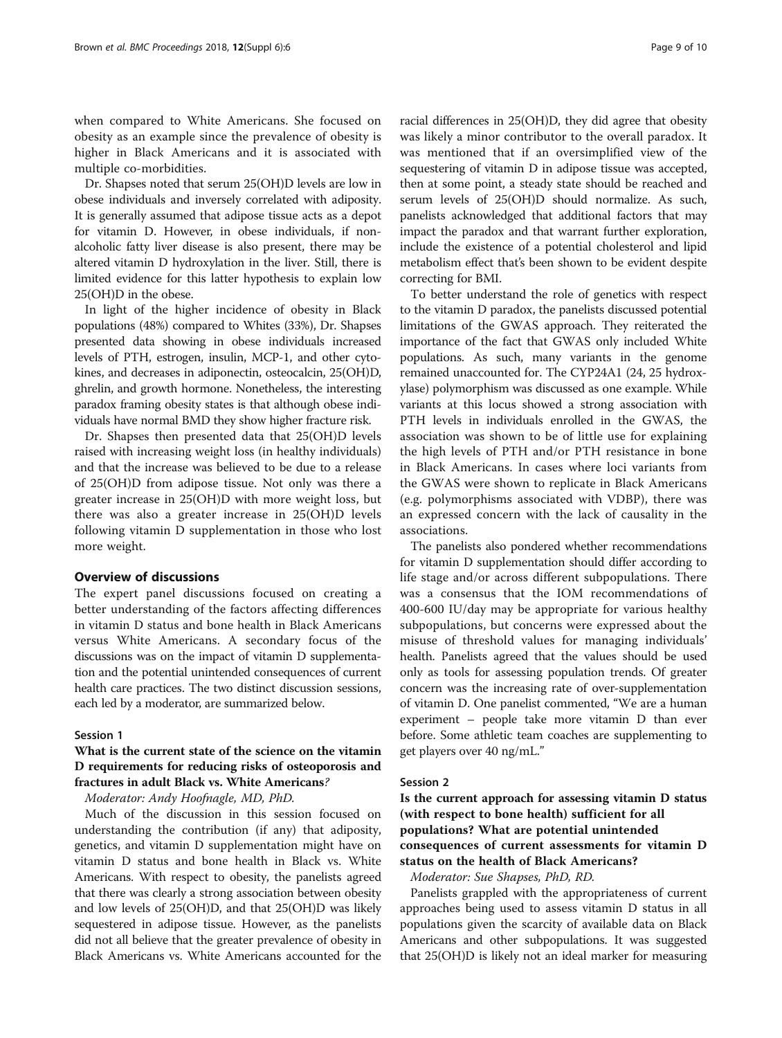when compared to White Americans. She focused on obesity as an example since the prevalence of obesity is higher in Black Americans and it is associated with multiple co-morbidities.

Dr. Shapses noted that serum 25(OH)D levels are low in obese individuals and inversely correlated with adiposity. It is generally assumed that adipose tissue acts as a depot for vitamin D. However, in obese individuals, if non-alcoholic fatty liver disease is also present, there may be altered vitamin D hydroxylation in the liver. Still, there is limited evidence for this latter hypothesis to explain low 25(OH)D in the obese.

In light of the higher incidence of obesity in Black populations (48%) compared to Whites (33%), Dr. Shapses presented data showing in obese individuals increased levels of PTH, estrogen, insulin, MCP-1, and other cytokines, and decreases in adiponectin, osteocalcin, 25(OH)D, ghrelin, and growth hormone. Nonetheless, the interesting paradox framing obesity states is that although obese individuals have normal BMD they show higher fracture risk.

Dr. Shapses then presented data that 25(OH)D levels raised with increasing weight loss (in healthy individuals) and that the increase was believed to be due to a release of 25(OH)D from adipose tissue. Not only was there a greater increase in 25(OH)D with more weight loss, but there was also a greater increase in 25(OH)D levels following vitamin D supplementation in those who lost more weight.

## Overview of discussions

The expert panel discussions focused on creating a better understanding of the factors affecting differences in vitamin D status and bone health in Black Americans versus White Americans. A secondary focus of the discussions was on the impact of vitamin D supplementation and the potential unintended consequences of current health care practices. The two distinct discussion sessions, each led by a moderator, are summarized below.

### Session 1

#### What is the current state of the science on the vitamin D requirements for reducing risks of osteoporosis and fractures in adult Black vs. White Americans?

*Moderator: Andy Hoofnagle, MD, PhD.*

Much of the discussion in this session focused on understanding the contribution (if any) that adiposity, genetics, and vitamin D supplementation might have on vitamin D status and bone health in Black vs. White Americans. With respect to obesity, the panelists agreed that there was clearly a strong association between obesity and low levels of 25(OH)D, and that 25(OH)D was likely sequestered in adipose tissue. However, as the panelists did not all believe that the greater prevalence of obesity in Black Americans vs. White Americans accounted for the racial differences in 25(OH)D, they did agree that obesity was likely a minor contributor to the overall paradox. It was mentioned that if an oversimplified view of the sequestering of vitamin D in adipose tissue was accepted, then at some point, a steady state should be reached and serum levels of 25(OH)D should normalize. As such, panelists acknowledged that additional factors that may impact the paradox and that warrant further exploration, include the existence of a potential cholesterol and lipid metabolism effect that's been shown to be evident despite correcting for BMI.

To better understand the role of genetics with respect to the vitamin D paradox, the panelists discussed potential limitations of the GWAS approach. They reiterated the importance of the fact that GWAS only included White populations. As such, many variants in the genome remained unaccounted for. The CYP24A1 (24, 25 hydroxylase) polymorphism was discussed as one example. While variants at this locus showed a strong association with PTH levels in individuals enrolled in the GWAS, the association was shown to be of little use for explaining the high levels of PTH and/or PTH resistance in bone in Black Americans. In cases where loci variants from the GWAS were shown to replicate in Black Americans (e.g. polymorphisms associated with VDBP), there was an expressed concern with the lack of causality in the associations.

The panelists also pondered whether recommendations for vitamin D supplementation should differ according to life stage and/or across different subpopulations. There was a consensus that the IOM recommendations of 400-600 IU/day may be appropriate for various healthy subpopulations, but concerns were expressed about the misuse of threshold values for managing individuals' health. Panelists agreed that the values should be used only as tools for assessing population trends. Of greater concern was the increasing rate of over-supplementation of vitamin D. One panelist commented, "We are a human experiment – people take more vitamin D than ever before. Some athletic team coaches are supplementing to get players over 40 ng/mL."

### Session 2

#### Is the current approach for assessing vitamin D status (with respect to bone health) sufficient for all populations? What are potential unintended consequences of current assessments for vitamin D status on the health of Black Americans?

*Moderator: Sue Shapses, PhD, RD.*

Panelists grappled with the appropriateness of current approaches being used to assess vitamin D status in all populations given the scarcity of available data on Black Americans and other subpopulations. It was suggested that 25(OH)D is likely not an ideal marker for measuring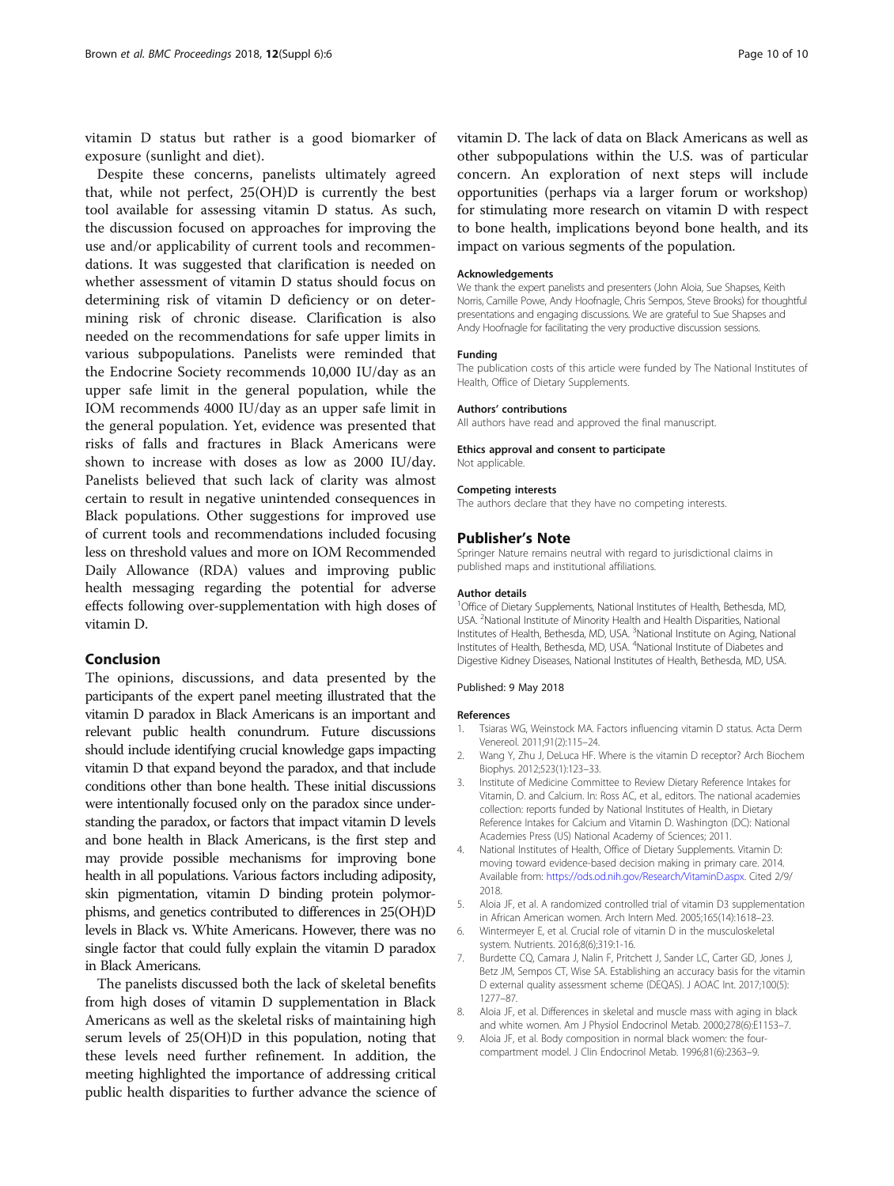vitamin D status but rather is a good biomarker of exposure (sunlight and diet).

Despite these concerns, panelists ultimately agreed that, while not perfect, 25(OH)D is currently the best tool available for assessing vitamin D status. As such, the discussion focused on approaches for improving the use and/or applicability of current tools and recommendations. It was suggested that clarification is needed on whether assessment of vitamin D status should focus on determining risk of vitamin D deficiency or on determining risk of chronic disease. Clarification is also needed on the recommendations for safe upper limits in various subpopulations. Panelists were reminded that the Endocrine Society recommends 10,000 IU/day as an upper safe limit in the general population, while the IOM recommends 4000 IU/day as an upper safe limit in the general population. Yet, evidence was presented that risks of falls and fractures in Black Americans were shown to increase with doses as low as 2000 IU/day. Panelists believed that such lack of clarity was almost certain to result in negative unintended consequences in Black populations. Other suggestions for improved use of current tools and recommendations included focusing less on threshold values and more on IOM Recommended Daily Allowance (RDA) values and improving public health messaging regarding the potential for adverse effects following over-supplementation with high doses of vitamin D.

## Conclusion

The opinions, discussions, and data presented by the participants of the expert panel meeting illustrated that the vitamin D paradox in Black Americans is an important and relevant public health conundrum. Future discussions should include identifying crucial knowledge gaps impacting vitamin D that expand beyond the paradox, and that include conditions other than bone health. These initial discussions were intentionally focused only on the paradox since understanding the paradox, or factors that impact vitamin D levels and bone health in Black Americans, is the first step and may provide possible mechanisms for improving bone health in all populations. Various factors including adiposity, skin pigmentation, vitamin D binding protein polymorphisms, and genetics contributed to differences in 25(OH)D levels in Black vs. White Americans. However, there was no single factor that could fully explain the vitamin D paradox in Black Americans.

The panelists discussed both the lack of skeletal benefits from high doses of vitamin D supplementation in Black Americans as well as the skeletal risks of maintaining high serum levels of 25(OH)D in this population, noting that these levels need further refinement. In addition, the meeting highlighted the importance of addressing critical public health disparities to further advance the science of vitamin D. The lack of data on Black Americans as well as other subpopulations within the U.S. was of particular concern. An exploration of next steps will include opportunities (perhaps via a larger forum or workshop) for stimulating more research on vitamin D with respect to bone health, implications beyond bone health, and its impact on various segments of the population.

#### Acknowledgements

We thank the expert panelists and presenters (John Aloia, Sue Shapses, Keith Norris, Camille Powe, Andy Hoofnagle, Chris Sempos, Steve Brooks) for thoughtful presentations and engaging discussions. We are grateful to Sue Shapses and Andy Hoofnagle for facilitating the very productive discussion sessions.

#### Funding

The publication costs of this article were funded by The National Institutes of Health, Office of Dietary Supplements.

#### Authors' contributions

All authors have read and approved the final manuscript.

#### Ethics approval and consent to participate

Not applicable.

#### Competing interests

The authors declare that they have no competing interests.

## Publisher's Note

Springer Nature remains neutral with regard to jurisdictional claims in published maps and institutional affiliations.

#### Author details

[1]Office of Dietary Supplements, National Institutes of Health, Bethesda, MD, USA. [2]National Institute of Minority Health and Health Disparities, National Institutes of Health, Bethesda, MD, USA. [3]National Institute on Aging, National Institutes of Health, Bethesda, MD, USA. [4]National Institute of Diabetes and Digestive Kidney Diseases, National Institutes of Health, Bethesda, MD, USA.

Published: 9 May 2018

#### References

1. Tsiaras WG, Weinstock MA. Factors influencing vitamin D status. Acta Derm Venereol. 2011;91(2):115–24.
2. Wang Y, Zhu J, DeLuca HF. Where is the vitamin D receptor? Arch Biochem Biophys. 2012;523(1):123–33.
3. Institute of Medicine Committee to Review Dietary Reference Intakes for Vitamin, D. and Calcium. In: Ross AC, et al., editors. The national academies collection: reports funded by National Institutes of Health, in Dietary Reference Intakes for Calcium and Vitamin D. Washington (DC): National Academies Press (US) National Academy of Sciences; 2011.
4. National Institutes of Health, Office of Dietary Supplements. Vitamin D: moving toward evidence-based decision making in primary care. 2014. Available from: https://ods.od.nih.gov/Research/VitaminD.aspx. Cited 2/9/2018.
5. Aloia JF, et al. A randomized controlled trial of vitamin D3 supplementation in African American women. Arch Intern Med. 2005;165(14):1618–23.
6. Wintermeyer E, et al. Crucial role of vitamin D in the musculoskeletal system. Nutrients. 2016;8(6);319:1-16.
7. Burdette CQ, Camara J, Nalin F, Pritchett J, Sander LC, Carter GD, Jones J, Betz JM, Sempos CT, Wise SA. Establishing an accuracy basis for the vitamin D external quality assessment scheme (DEQAS). J AOAC Int. 2017;100(5):1277–87.
8. Aloia JF, et al. Differences in skeletal and muscle mass with aging in black and white women. Am J Physiol Endocrinol Metab. 2000;278(6):E1153–7.
9. Aloia JF, et al. Body composition in normal black women: the four-compartment model. J Clin Endocrinol Metab. 1996;81(6):2363–9.